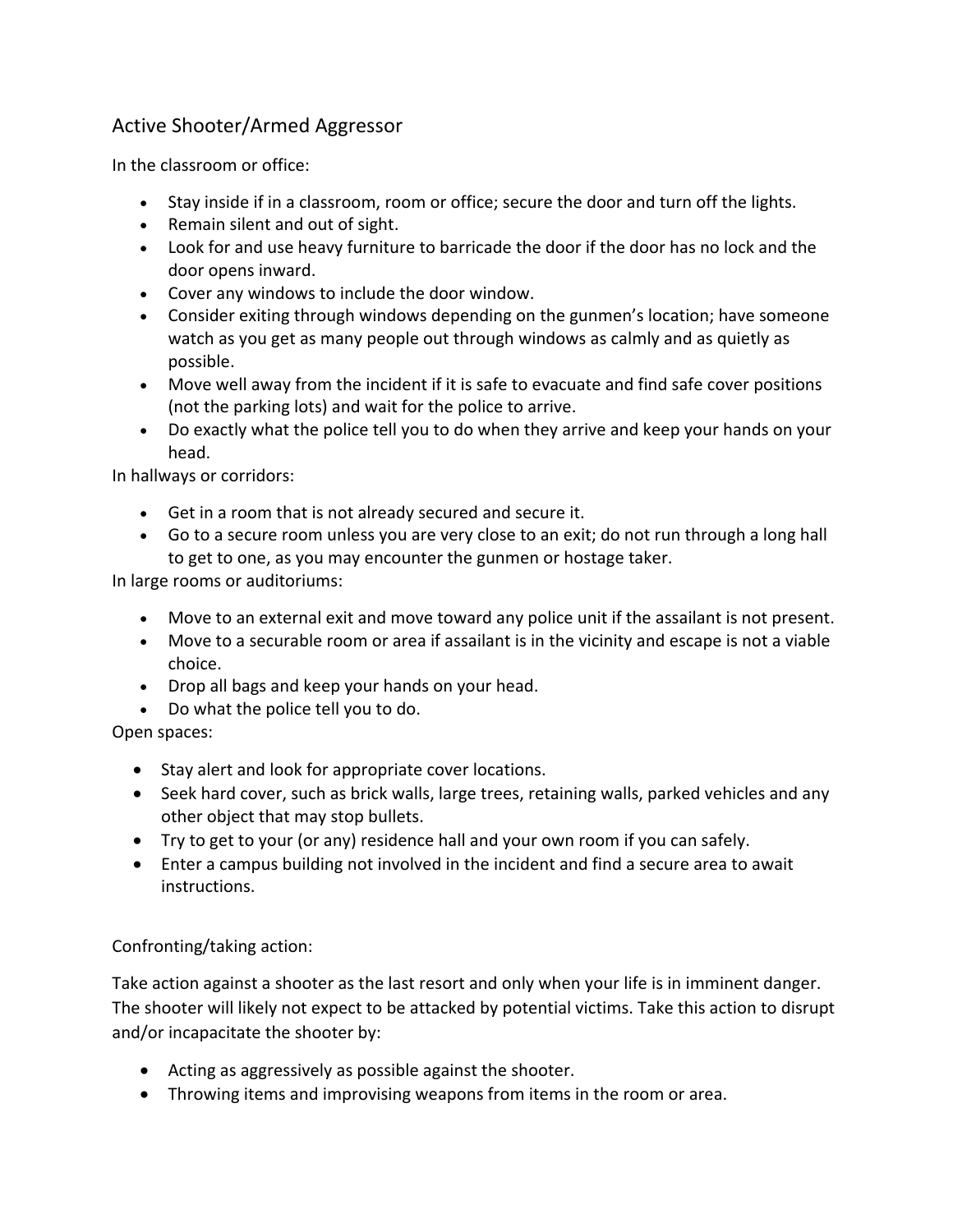# Active Shooter/Armed Aggressor

In the classroom or office:

- Stay inside if in a classroom, room or office; secure the door and turn off the lights.
- Remain silent and out of sight.
- Look for and use heavy furniture to barricade the door if the door has no lock and the door opens inward.
- Cover any windows to include the door window.
- Consider exiting through windows depending on the gunmen's location; have someone watch as you get as many people out through windows as calmly and as quietly as possible.
- Move well away from the incident if it is safe to evacuate and find safe cover positions (not the parking lots) and wait for the police to arrive.
- Do exactly what the police tell you to do when they arrive and keep your hands on your head.

In hallways or corridors:

- Get in a room that is not already secured and secure it.
- Go to a secure room unless you are very close to an exit; do not run through a long hall to get to one, as you may encounter the gunmen or hostage taker.

In large rooms or auditoriums:

- Move to an external exit and move toward any police unit if the assailant is not present.
- Move to a securable room or area if assailant is in the vicinity and escape is not a viable choice.
- Drop all bags and keep your hands on your head.
- Do what the police tell you to do.

Open spaces:

- Stay alert and look for appropriate cover locations.
- Seek hard cover, such as brick walls, large trees, retaining walls, parked vehicles and any other object that may stop bullets.
- Try to get to your (or any) residence hall and your own room if you can safely.
- Enter a campus building not involved in the incident and find a secure area to await instructions.

Confronting/taking action:

Take action against a shooter as the last resort and only when your life is in imminent danger. The shooter will likely not expect to be attacked by potential victims. Take this action to disrupt and/or incapacitate the shooter by:

- Acting as aggressively as possible against the shooter.
- Throwing items and improvising weapons from items in the room or area.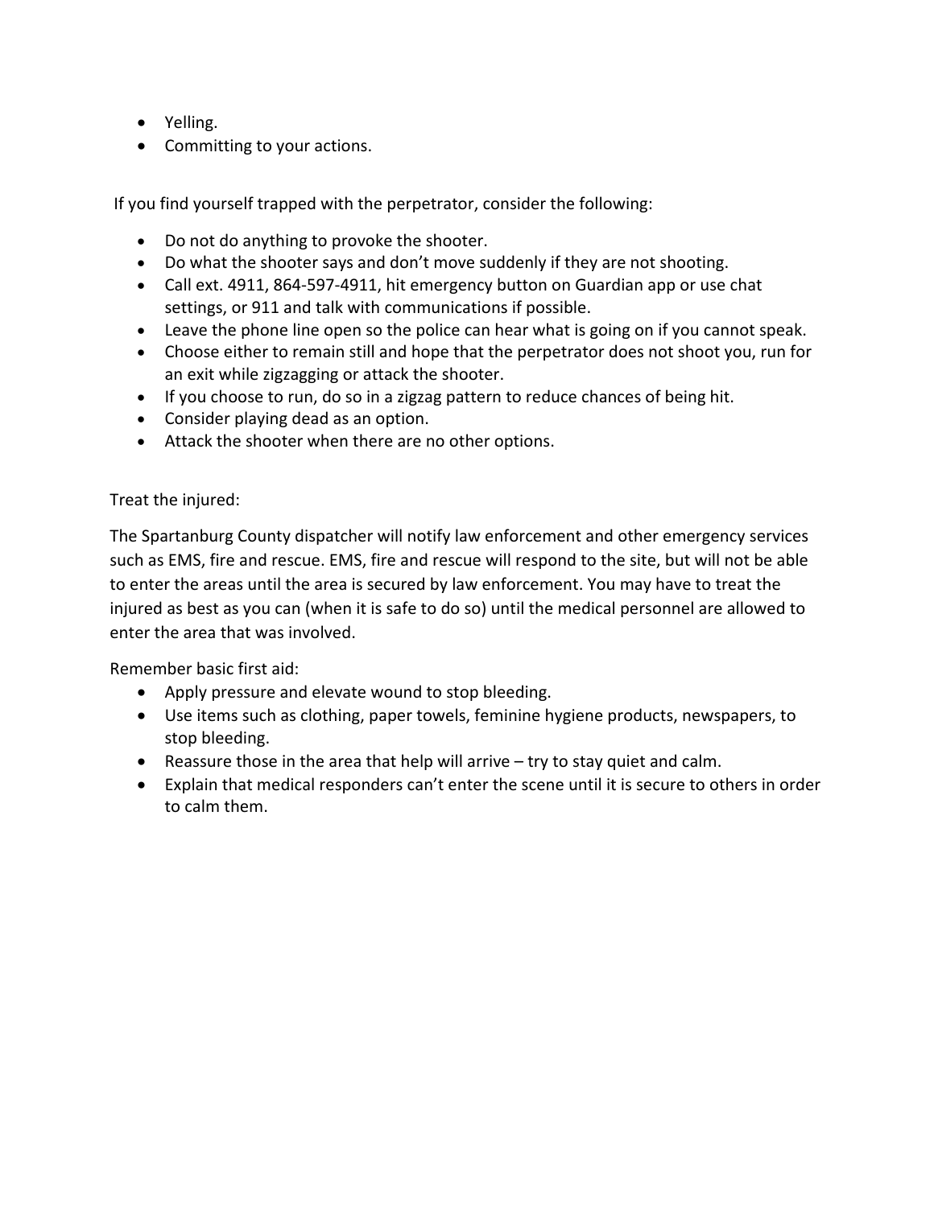- Yelling.
- Committing to your actions.

If you find yourself trapped with the perpetrator, consider the following:

- Do not do anything to provoke the shooter.
- Do what the shooter says and don't move suddenly if they are not shooting.
- Call ext. 4911, 864-597-4911, hit emergency button on Guardian app or use chat settings, or 911 and talk with communications if possible.
- Leave the phone line open so the police can hear what is going on if you cannot speak.
- Choose either to remain still and hope that the perpetrator does not shoot you, run for an exit while zigzagging or attack the shooter.
- If you choose to run, do so in a zigzag pattern to reduce chances of being hit.
- Consider playing dead as an option.
- Attack the shooter when there are no other options.

Treat the injured:

The Spartanburg County dispatcher will notify law enforcement and other emergency services such as EMS, fire and rescue. EMS, fire and rescue will respond to the site, but will not be able to enter the areas until the area is secured by law enforcement. You may have to treat the injured as best as you can (when it is safe to do so) until the medical personnel are allowed to enter the area that was involved.

Remember basic first aid:

- Apply pressure and elevate wound to stop bleeding.
- Use items such as clothing, paper towels, feminine hygiene products, newspapers, to stop bleeding.
- Reassure those in the area that help will arrive – try to stay quiet and calm.
- Explain that medical responders can't enter the scene until it is secure to others in order to calm them.